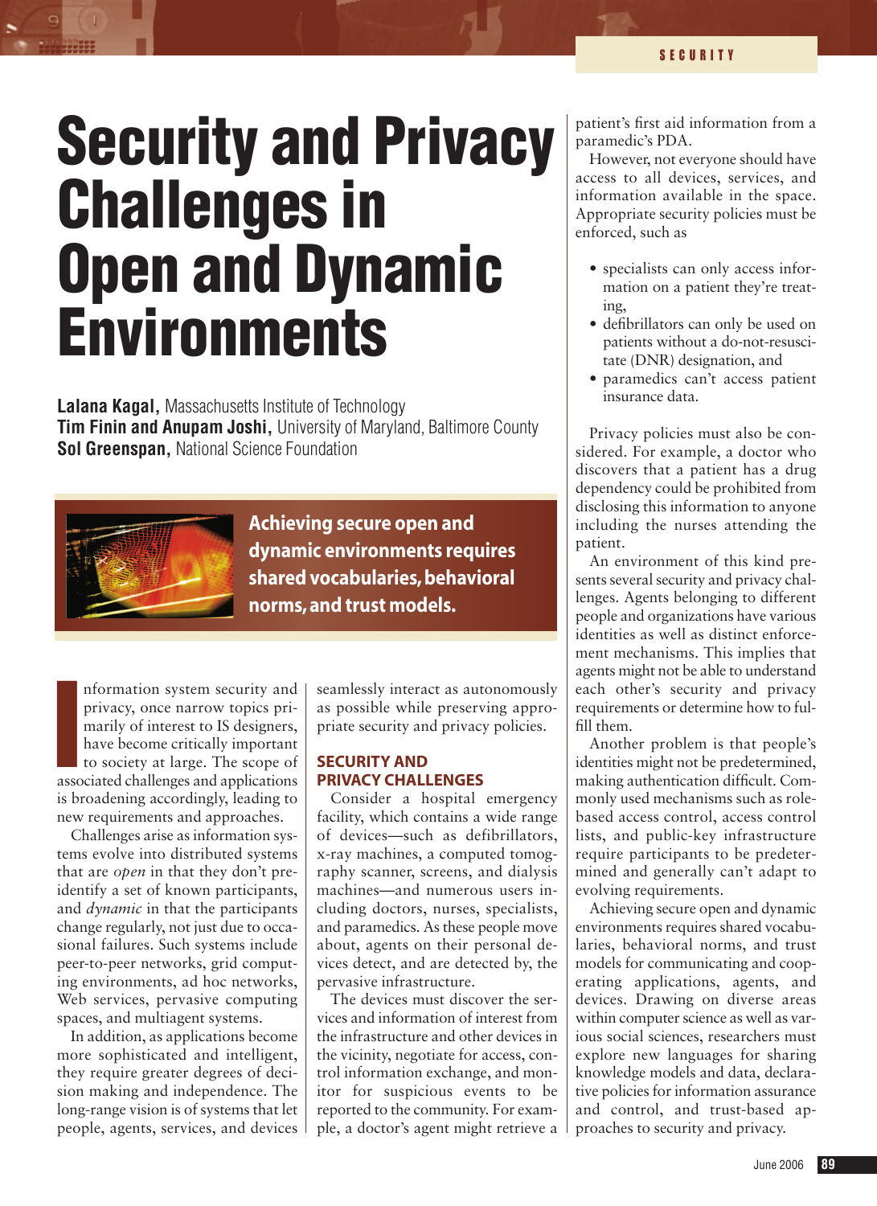# Security and Privacy Challenges in Open and Dynamic Environments

**Lalana Kagal,** Massachusetts Institute of Technology
**Tim Finin and Anupam Joshi,** University of Maryland, Baltimore County
**Sol Greenspan,** National Science Foundation

**Achieving secure open and dynamic environments requires shared vocabularies, behavioral norms, and trust models.**

Information system security and privacy, once narrow topics primarily of interest to IS designers, have become critically important to society at large. The scope of associated challenges and applications is broadening accordingly, leading to new requirements and approaches.

Challenges arise as information systems evolve into distributed systems that are *open* in that they don't preidentify a set of known participants, and *dynamic* in that the participants change regularly, not just due to occasional failures. Such systems include peer-to-peer networks, grid computing environments, ad hoc networks, Web services, pervasive computing spaces, and multiagent systems.

In addition, as applications become more sophisticated and intelligent, they require greater degrees of decision making and independence. The long-range vision is of systems that let people, agents, services, and devices seamlessly interact as autonomously as possible while preserving appropriate security and privacy policies.

## SECURITY AND PRIVACY CHALLENGES

Consider a hospital emergency facility, which contains a wide range of devices—such as defibrillators, x-ray machines, a computed tomography scanner, screens, and dialysis machines—and numerous users including doctors, nurses, specialists, and paramedics. As these people move about, agents on their personal devices detect, and are detected by, the pervasive infrastructure.

The devices must discover the services and information of interest from the infrastructure and other devices in the vicinity, negotiate for access, control information exchange, and monitor for suspicious events to be reported to the community. For example, a doctor's agent might retrieve a patient's first aid information from a paramedic's PDA.

However, not everyone should have access to all devices, services, and information available in the space. Appropriate security policies must be enforced, such as

- specialists can only access information on a patient they're treating,
- defibrillators can only be used on patients without a do-not-resuscitate (DNR) designation, and
- paramedics can't access patient insurance data.

Privacy policies must also be considered. For example, a doctor who discovers that a patient has a drug dependency could be prohibited from disclosing this information to anyone including the nurses attending the patient.

An environment of this kind presents several security and privacy challenges. Agents belonging to different people and organizations have various identities as well as distinct enforcement mechanisms. This implies that agents might not be able to understand each other's security and privacy requirements or determine how to fulfill them.

Another problem is that people's identities might not be predetermined, making authentication difficult. Commonly used mechanisms such as role-based access control, access control lists, and public-key infrastructure require participants to be predetermined and generally can't adapt to evolving requirements.

Achieving secure open and dynamic environments requires shared vocabularies, behavioral norms, and trust models for communicating and cooperating applications, agents, and devices. Drawing on diverse areas within computer science as well as various social sciences, researchers must explore new languages for sharing knowledge models and data, declarative policies for information assurance and control, and trust-based approaches to security and privacy.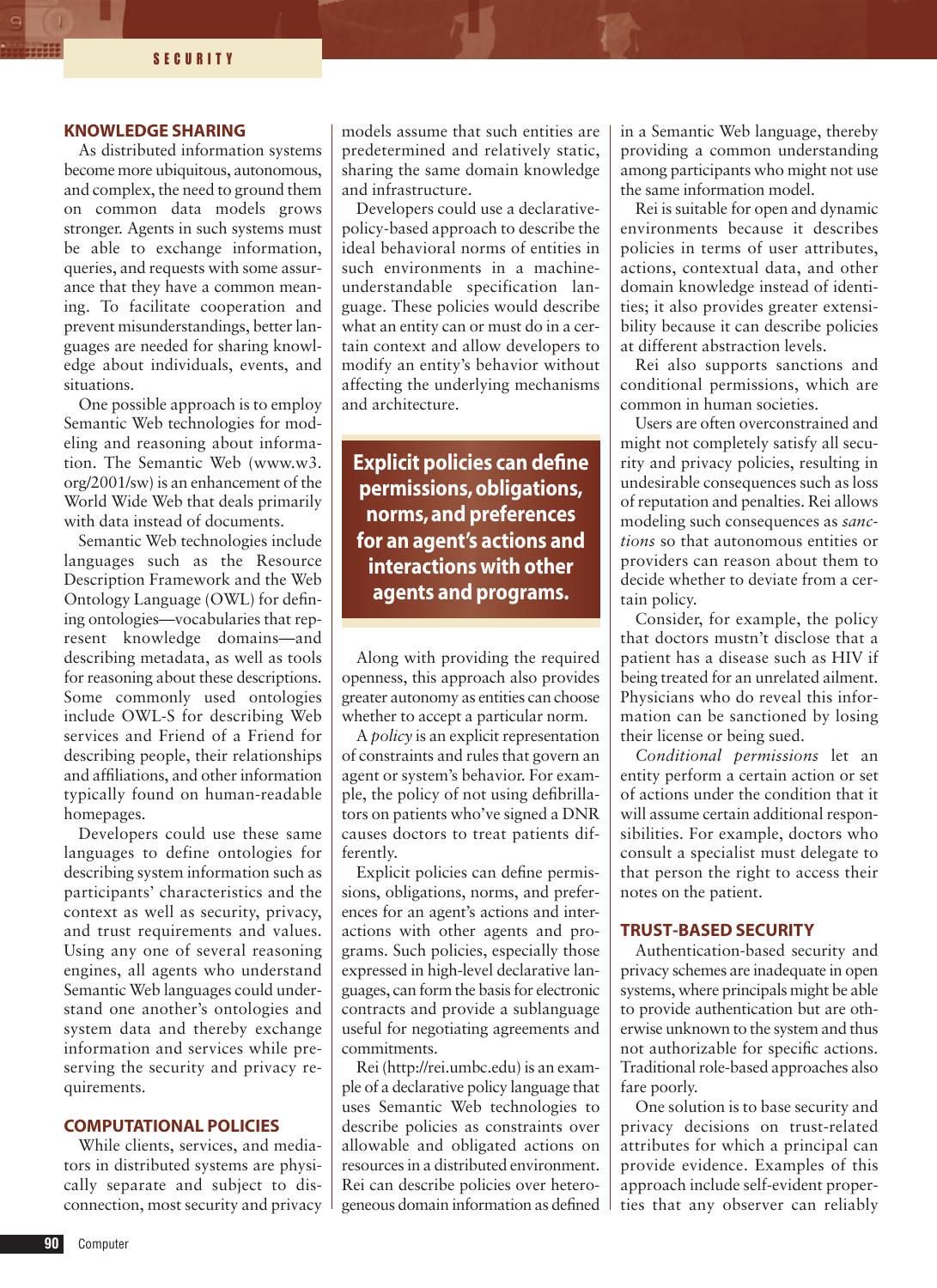## KNOWLEDGE SHARING

As distributed information systems become more ubiquitous, autonomous, and complex, the need to ground them on common data models grows stronger. Agents in such systems must be able to exchange information, queries, and requests with some assurance that they have a common meaning. To facilitate cooperation and prevent misunderstandings, better languages are needed for sharing knowledge about individuals, events, and situations.

One possible approach is to employ Semantic Web technologies for modeling and reasoning about information. The Semantic Web (www.w3.org/2001/sw) is an enhancement of the World Wide Web that deals primarily with data instead of documents.

Semantic Web technologies include languages such as the Resource Description Framework and the Web Ontology Language (OWL) for defining ontologies—vocabularies that represent knowledge domains—and describing metadata, as well as tools for reasoning about these descriptions. Some commonly used ontologies include OWL-S for describing Web services and Friend of a Friend for describing people, their relationships and affiliations, and other information typically found on human-readable homepages.

Developers could use these same languages to define ontologies for describing system information such as participants' characteristics and the context as well as security, privacy, and trust requirements and values. Using any one of several reasoning engines, all agents who understand Semantic Web languages could understand one another's ontologies and system data and thereby exchange information and services while preserving the security and privacy requirements.

## COMPUTATIONAL POLICIES

While clients, services, and mediators in distributed systems are physically separate and subject to disconnection, most security and privacy models assume that such entities are predetermined and relatively static, sharing the same domain knowledge and infrastructure.

Developers could use a declarative-policy-based approach to describe the ideal behavioral norms of entities in such environments in a machine-understandable specification language. These policies would describe what an entity can or must do in a certain context and allow developers to modify an entity's behavior without affecting the underlying mechanisms and architecture.

**Explicit policies can define permissions, obligations, norms, and preferences for an agent's actions and interactions with other agents and programs.**

Along with providing the required openness, this approach also provides greater autonomy as entities can choose whether to accept a particular norm.

A *policy* is an explicit representation of constraints and rules that govern an agent or system's behavior. For example, the policy of not using defibrillators on patients who've signed a DNR causes doctors to treat patients differently.

Explicit policies can define permissions, obligations, norms, and preferences for an agent's actions and interactions with other agents and programs. Such policies, especially those expressed in high-level declarative languages, can form the basis for electronic contracts and provide a sublanguage useful for negotiating agreements and commitments.

Rei (http://rei.umbc.edu) is an example of a declarative policy language that uses Semantic Web technologies to describe policies as constraints over allowable and obligated actions on resources in a distributed environment. Rei can describe policies over heterogeneous domain information as defined in a Semantic Web language, thereby providing a common understanding among participants who might not use the same information model.

Rei is suitable for open and dynamic environments because it describes policies in terms of user attributes, actions, contextual data, and other domain knowledge instead of identities; it also provides greater extensibility because it can describe policies at different abstraction levels.

Rei also supports sanctions and conditional permissions, which are common in human societies.

Users are often overconstrained and might not completely satisfy all security and privacy policies, resulting in undesirable consequences such as loss of reputation and penalties. Rei allows modeling such consequences as *sanctions* so that autonomous entities or providers can reason about them to decide whether to deviate from a certain policy.

Consider, for example, the policy that doctors mustn't disclose that a patient has a disease such as HIV if being treated for an unrelated ailment. Physicians who do reveal this information can be sanctioned by losing their license or being sued.

*Conditional permissions* let an entity perform a certain action or set of actions under the condition that it will assume certain additional responsibilities. For example, doctors who consult a specialist must delegate to that person the right to access their notes on the patient.

## TRUST-BASED SECURITY

Authentication-based security and privacy schemes are inadequate in open systems, where principals might be able to provide authentication but are otherwise unknown to the system and thus not authorizable for specific actions. Traditional role-based approaches also fare poorly.

One solution is to base security and privacy decisions on trust-related attributes for which a principal can provide evidence. Examples of this approach include self-evident properties that any observer can reliably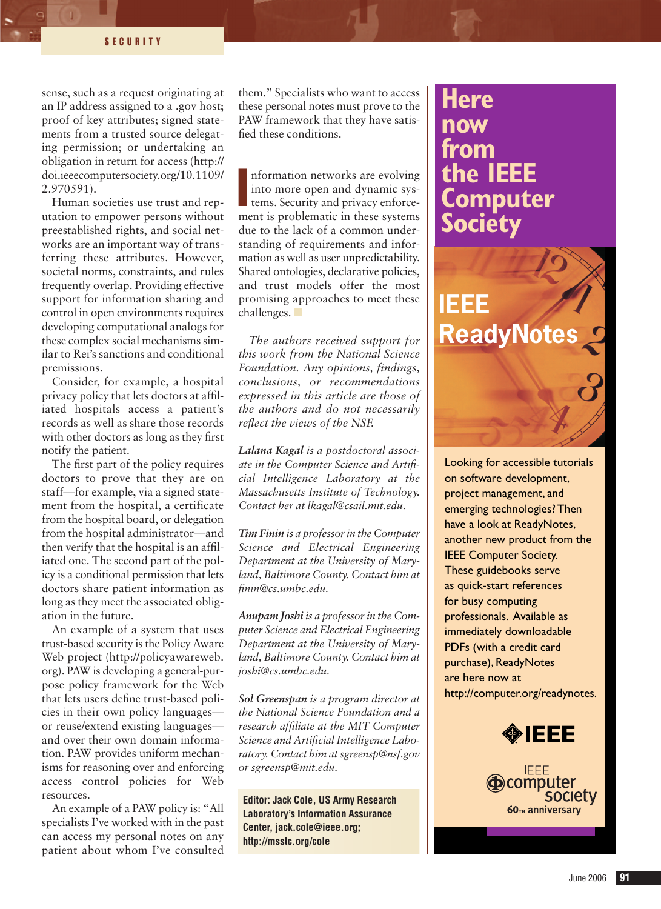sense, such as a request originating at an IP address assigned to a .gov host; proof of key attributes; signed statements from a trusted source delegating permission; or undertaking an obligation in return for access (http://doi.ieeecomputersociety.org/10.1109/2.970591).

Human societies use trust and reputation to empower persons without preestablished rights, and social networks are an important way of transferring these attributes. However, societal norms, constraints, and rules frequently overlap. Providing effective support for information sharing and control in open environments requires developing computational analogs for these complex social mechanisms similar to Rei's sanctions and conditional premissions.

Consider, for example, a hospital privacy policy that lets doctors at affiliated hospitals access a patient's records as well as share those records with other doctors as long as they first notify the patient.

The first part of the policy requires doctors to prove that they are on staff—for example, via a signed statement from the hospital, a certificate from the hospital board, or delegation from the hospital administrator—and then verify that the hospital is an affiliated one. The second part of the policy is a conditional permission that lets doctors share patient information as long as they meet the associated obligation in the future.

An example of a system that uses trust-based security is the Policy Aware Web project (http://policyawareweb.org). PAW is developing a general-purpose policy framework for the Web that lets users define trust-based policies in their own policy languages—or reuse/extend existing languages—and over their own domain information. PAW provides uniform mechanisms for reasoning over and enforcing access control policies for Web resources.

An example of a PAW policy is: "All specialists I've worked with in the past can access my personal notes on any patient about whom I've consulted them." Specialists who want to access these personal notes must prove to the PAW framework that they have satisfied these conditions.

Information networks are evolving into more open and dynamic systems. Security and privacy enforcement is problematic in these systems due to the lack of a common understanding of requirements and information as well as user unpredictability. Shared ontologies, declarative policies, and trust models offer the most promising approaches to meet these challenges. ■

*The authors received support for this work from the National Science Foundation. Any opinions, findings, conclusions, or recommendations expressed in this article are those of the authors and do not necessarily reflect the views of the NSF.*

***Lalana Kagal*** *is a postdoctoral associate in the Computer Science and Artificial Intelligence Laboratory at the Massachusetts Institute of Technology. Contact her at lkagal@csail.mit.edu.*

***Tim Finin*** *is a professor in the Computer Science and Electrical Engineering Department at the University of Maryland, Baltimore County. Contact him at finin@cs.umbc.edu.*

***Anupam Joshi*** *is a professor in the Computer Science and Electrical Engineering Department at the University of Maryland, Baltimore County. Contact him at joshi@cs.umbc.edu.*

***Sol Greenspan*** *is a program director at the National Science Foundation and a research affiliate at the MIT Computer Science and Artificial Intelligence Laboratory. Contact him at sgreensp@nsf.gov or sgreensp@mit.edu.*

**Editor: Jack Cole, US Army Research Laboratory's Information Assurance Center, jack.cole@ieee.org; http://msstc.org/cole**

# Here now from the IEEE Computer Society

## IEEE ReadyNotes

Looking for accessible tutorials on software development, project management, and emerging technologies? Then have a look at ReadyNotes, another new product from the IEEE Computer Society. These guidebooks serve as quick-start references for busy computing professionals. Available as immediately downloadable PDFs (with a credit card purchase), ReadyNotes are here now at http://computer.org/readynotes.

IEEE

IEEE computer society 60th anniversary